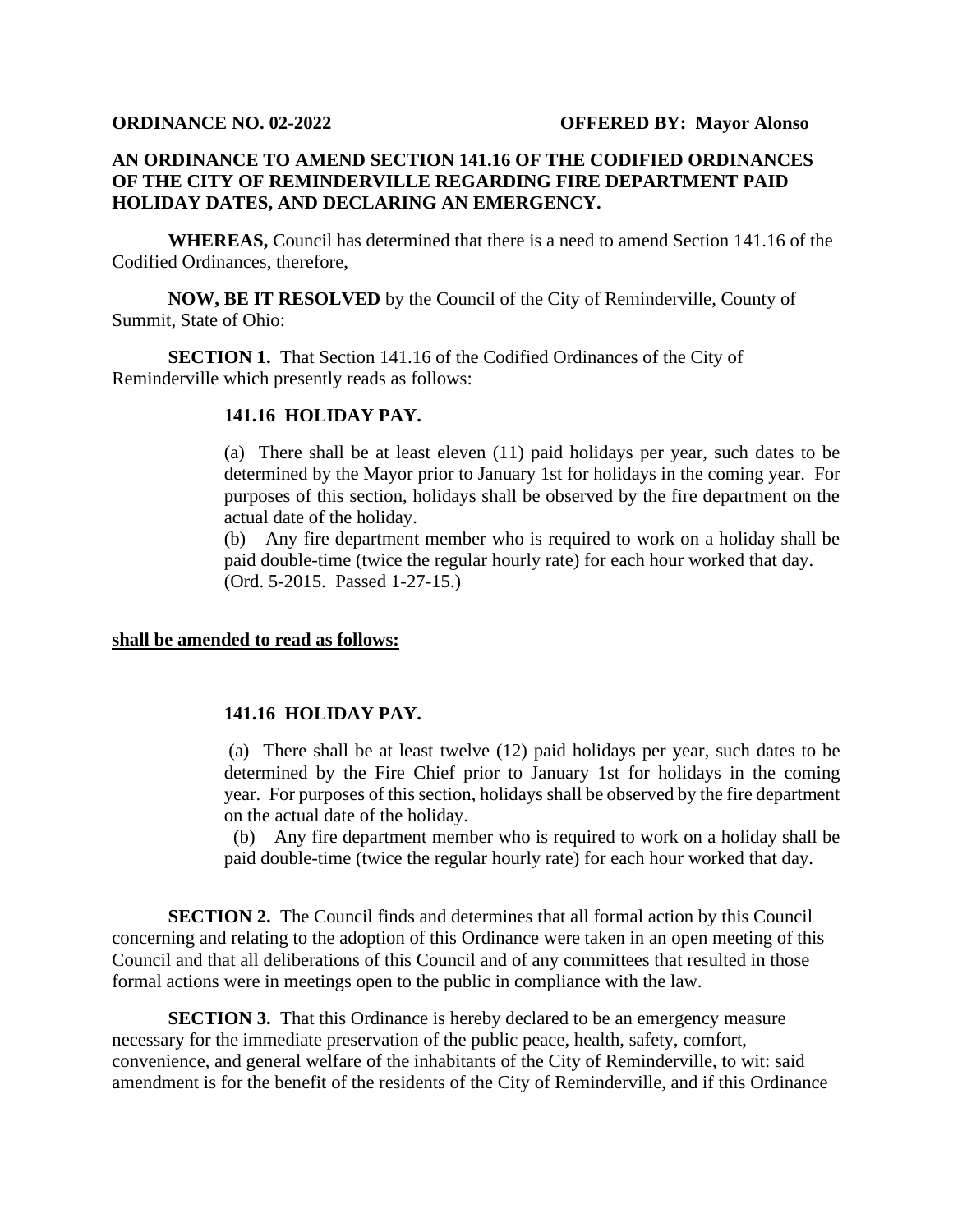**ORDINANCE NO. 02-2022** **OFFERED BY: Mayor Alonso**

**AN ORDINANCE TO AMEND SECTION 141.16 OF THE CODIFIED ORDINANCES OF THE CITY OF REMINDERVILLE REGARDING FIRE DEPARTMENT PAID HOLIDAY DATES, AND DECLARING AN EMERGENCY.**

**WHEREAS,** Council has determined that there is a need to amend Section 141.16 of the Codified Ordinances, therefore,

**NOW, BE IT RESOLVED** by the Council of the City of Reminderville, County of Summit, State of Ohio:

**SECTION 1.** That Section 141.16 of the Codified Ordinances of the City of Reminderville which presently reads as follows:

> **141.16 HOLIDAY PAY.**
>
> (a) There shall be at least eleven (11) paid holidays per year, such dates to be determined by the Mayor prior to January 1st for holidays in the coming year. For purposes of this section, holidays shall be observed by the fire department on the actual date of the holiday.
>
> (b) Any fire department member who is required to work on a holiday shall be paid double-time (twice the regular hourly rate) for each hour worked that day.
>
> (Ord. 5-2015. Passed 1-27-15.)

**<u>shall be amended to read as follows:</u>**

> **141.16 HOLIDAY PAY.**
>
> (a) There shall be at least twelve (12) paid holidays per year, such dates to be determined by the Fire Chief prior to January 1st for holidays in the coming year. For purposes of this section, holidays shall be observed by the fire department on the actual date of the holiday.
>
> (b) Any fire department member who is required to work on a holiday shall be paid double-time (twice the regular hourly rate) for each hour worked that day.

**SECTION 2.** The Council finds and determines that all formal action by this Council concerning and relating to the adoption of this Ordinance were taken in an open meeting of this Council and that all deliberations of this Council and of any committees that resulted in those formal actions were in meetings open to the public in compliance with the law.

**SECTION 3.** That this Ordinance is hereby declared to be an emergency measure necessary for the immediate preservation of the public peace, health, safety, comfort, convenience, and general welfare of the inhabitants of the City of Reminderville, to wit: said amendment is for the benefit of the residents of the City of Reminderville, and if this Ordinance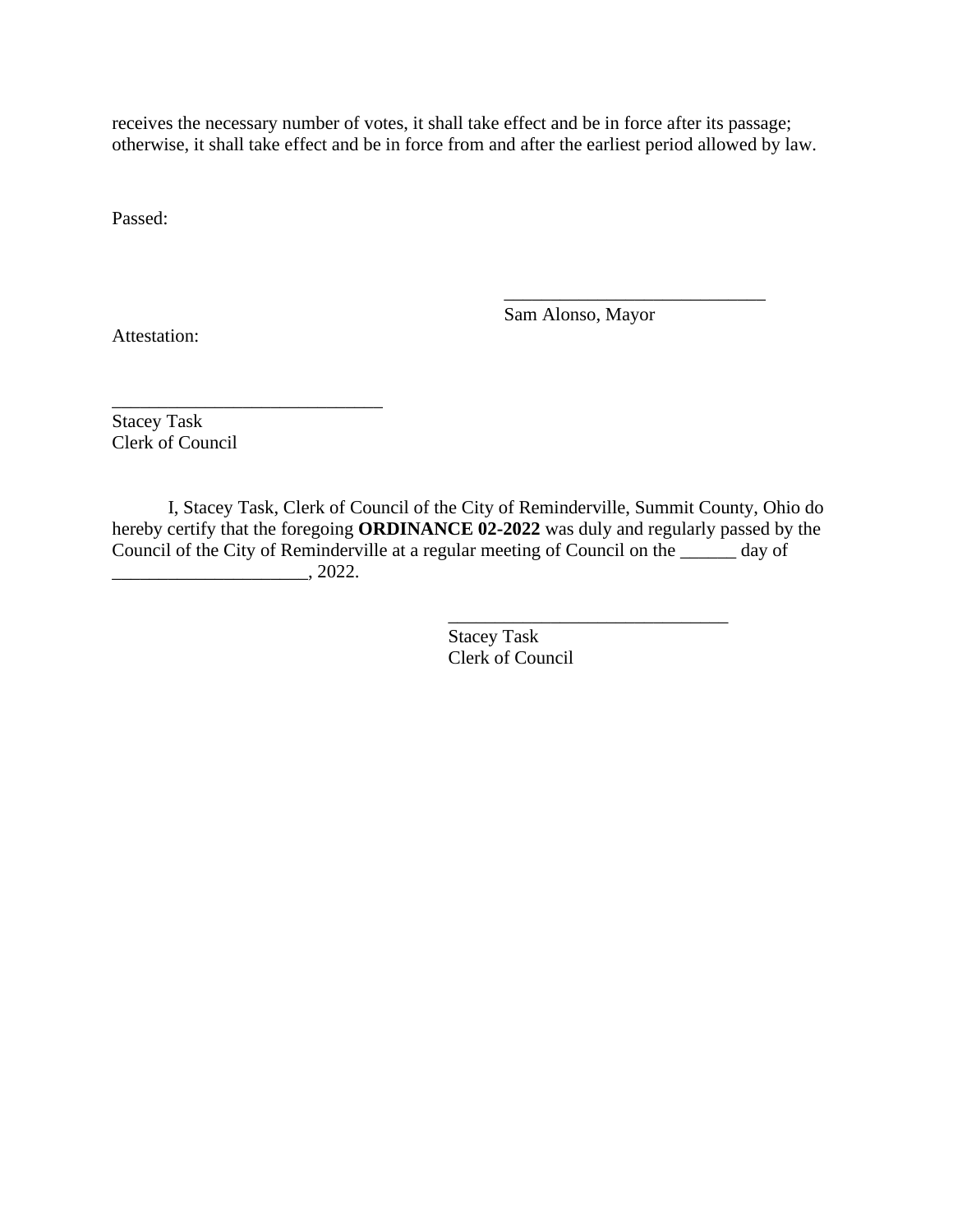receives the necessary number of votes, it shall take effect and be in force after its passage; otherwise, it shall take effect and be in force from and after the earliest period allowed by law.

Passed:

\_\_\_\_\_\_\_\_\_\_\_\_\_\_\_\_\_\_\_\_\_\_\_\_\_\_\_\_\_\_
Sam Alonso, Mayor

Attestation:

\_\_\_\_\_\_\_\_\_\_\_\_\_\_\_\_\_\_\_\_\_\_\_\_\_\_\_\_\_\_
Stacey Task
Clerk of Council

I, Stacey Task, Clerk of Council of the City of Reminderville, Summit County, Ohio do hereby certify that the foregoing **ORDINANCE 02-2022** was duly and regularly passed by the Council of the City of Reminderville at a regular meeting of Council on the \_\_\_\_\_\_ day of \_\_\_\_\_\_\_\_\_\_\_\_\_\_\_\_\_\_\_\_\_, 2022.

\_\_\_\_\_\_\_\_\_\_\_\_\_\_\_\_\_\_\_\_\_\_\_\_\_\_\_\_\_\_
Stacey Task
Clerk of Council